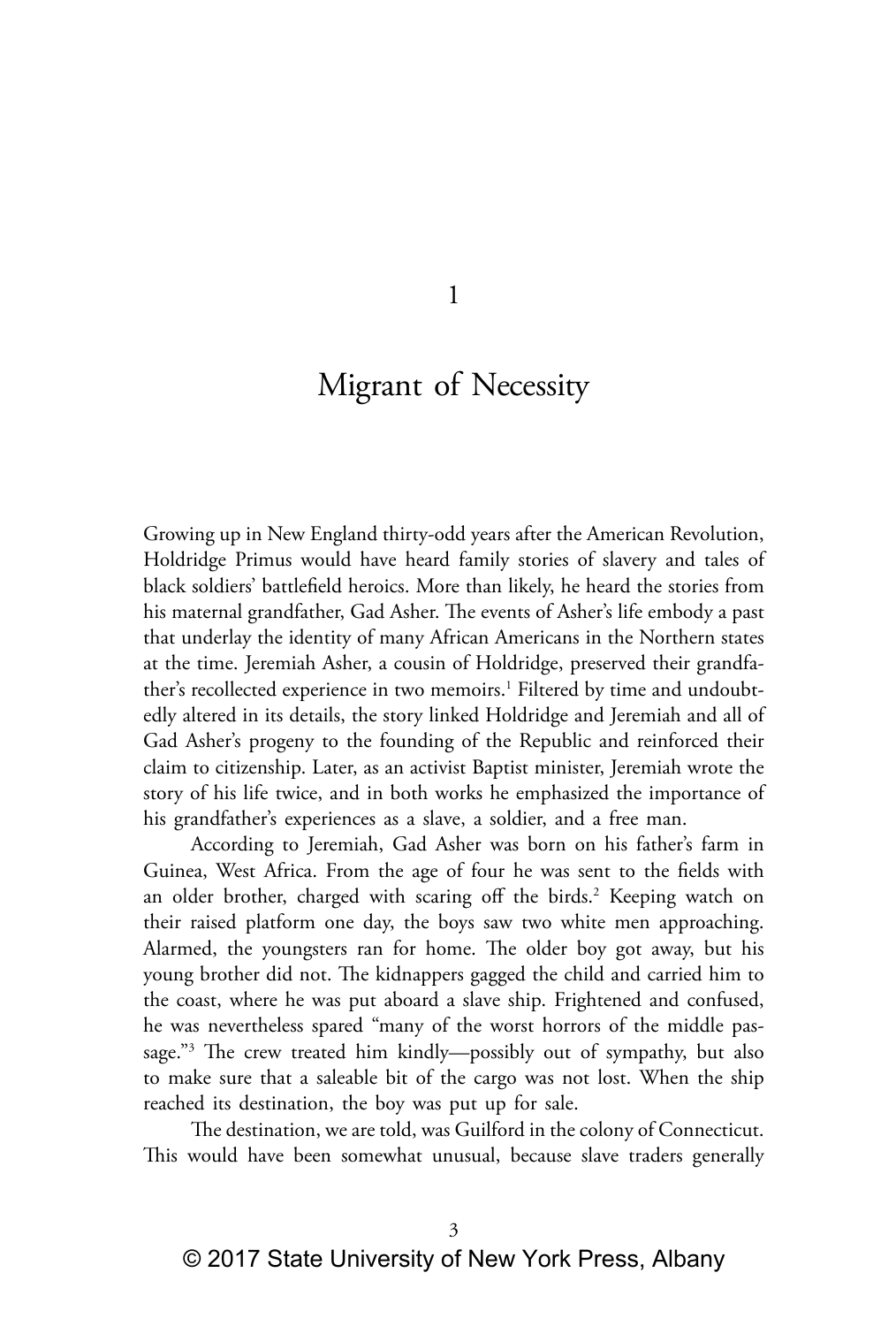# 1

# Migrant of Necessity

Growing up in New England thirty-odd years after the American Revolution, Holdridge Primus would have heard family stories of slavery and tales of black soldiers' battlefield heroics. More than likely, he heard the stories from his maternal grandfather, Gad Asher. The events of Asher's life embody a past that underlay the identity of many African Americans in the Northern states at the time. Jeremiah Asher, a cousin of Holdridge, preserved their grandfather's recollected experience in two memoirs.[1] Filtered by time and undoubtedly altered in its details, the story linked Holdridge and Jeremiah and all of Gad Asher's progeny to the founding of the Republic and reinforced their claim to citizenship. Later, as an activist Baptist minister, Jeremiah wrote the story of his life twice, and in both works he emphasized the importance of his grandfather's experiences as a slave, a soldier, and a free man.

According to Jeremiah, Gad Asher was born on his father's farm in Guinea, West Africa. From the age of four he was sent to the fields with an older brother, charged with scaring off the birds.[2] Keeping watch on their raised platform one day, the boys saw two white men approaching. Alarmed, the youngsters ran for home. The older boy got away, but his young brother did not. The kidnappers gagged the child and carried him to the coast, where he was put aboard a slave ship. Frightened and confused, he was nevertheless spared "many of the worst horrors of the middle passage."[3] The crew treated him kindly—possibly out of sympathy, but also to make sure that a saleable bit of the cargo was not lost. When the ship reached its destination, the boy was put up for sale.

The destination, we are told, was Guilford in the colony of Connecticut. This would have been somewhat unusual, because slave traders generally

© 2017 State University of New York Press, Albany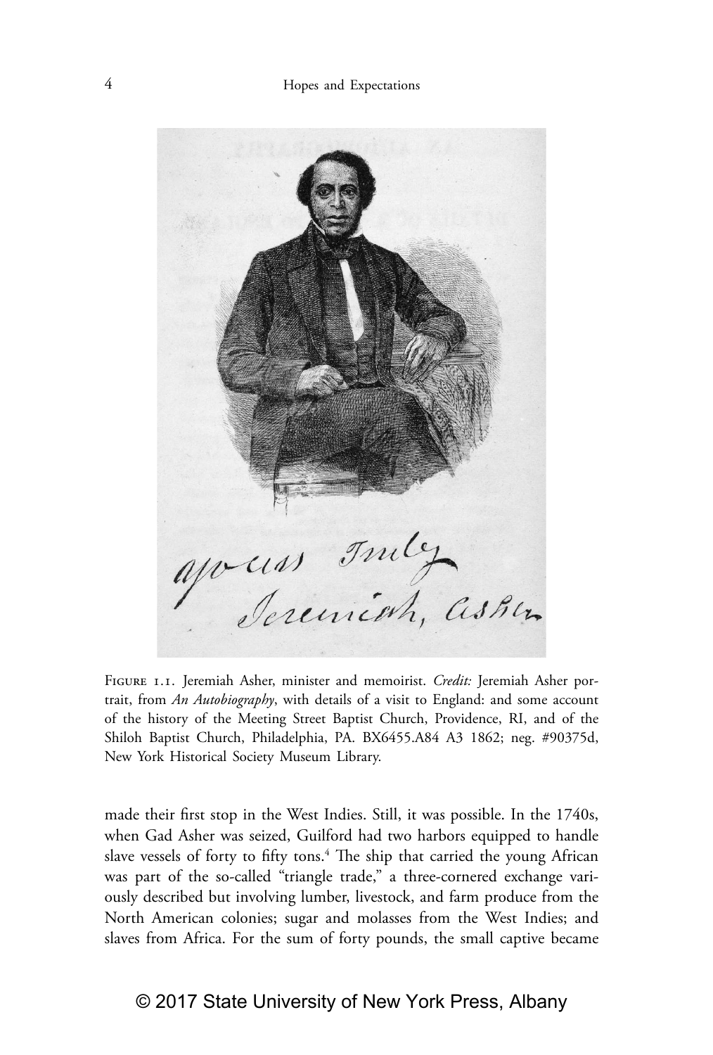Figure 1.1. Jeremiah Asher, minister and memoirist. *Credit:* Jeremiah Asher portrait, from *An Autobiography*, with details of a visit to England: and some account of the history of the Meeting Street Baptist Church, Providence, RI, and of the Shiloh Baptist Church, Philadelphia, PA. BX6455.A84 A3 1862; neg. #90375d, New York Historical Society Museum Library.

made their first stop in the West Indies. Still, it was possible. In the 1740s, when Gad Asher was seized, Guilford had two harbors equipped to handle slave vessels of forty to fifty tons.[4] The ship that carried the young African was part of the so-called "triangle trade," a three-cornered exchange variously described but involving lumber, livestock, and farm produce from the North American colonies; sugar and molasses from the West Indies; and slaves from Africa. For the sum of forty pounds, the small captive became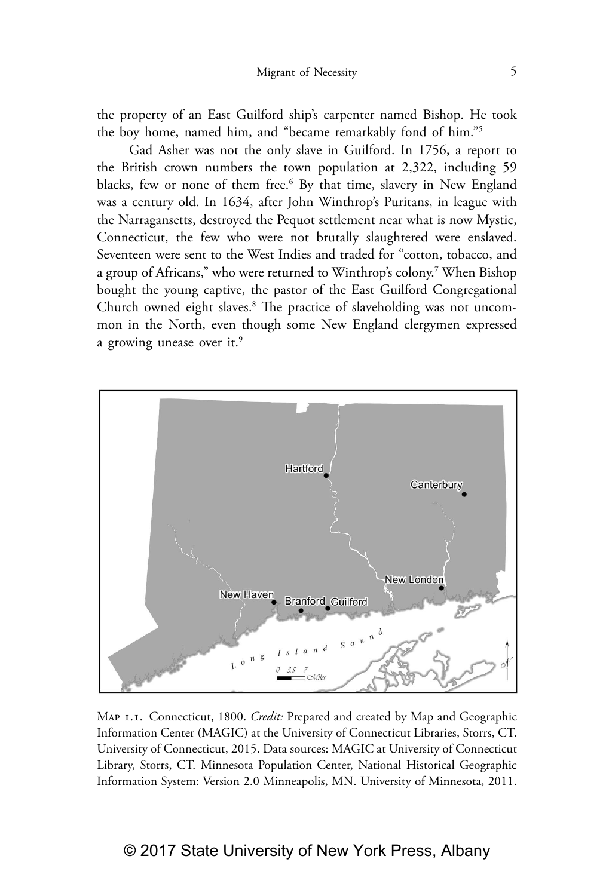the property of an East Guilford ship's carpenter named Bishop. He took the boy home, named him, and "became remarkably fond of him."[5]

Gad Asher was not the only slave in Guilford. In 1756, a report to the British crown numbers the town population at 2,322, including 59 blacks, few or none of them free.[6] By that time, slavery in New England was a century old. In 1634, after John Winthrop's Puritans, in league with the Narragansetts, destroyed the Pequot settlement near what is now Mystic, Connecticut, the few who were not brutally slaughtered were enslaved. Seventeen were sent to the West Indies and traded for "cotton, tobacco, and a group of Africans," who were returned to Winthrop's colony.[7] When Bishop bought the young captive, the pastor of the East Guilford Congregational Church owned eight slaves.[8] The practice of slaveholding was not uncommon in the North, even though some New England clergymen expressed a growing unease over it.[9]

Map 1.1. Connecticut, 1800. *Credit:* Prepared and created by Map and Geographic Information Center (MAGIC) at the University of Connecticut Libraries, Storrs, CT. University of Connecticut, 2015. Data sources: MAGIC at University of Connecticut Library, Storrs, CT. Minnesota Population Center, National Historical Geographic Information System: Version 2.0 Minneapolis, MN. University of Minnesota, 2011.

© 2017 State University of New York Press, Albany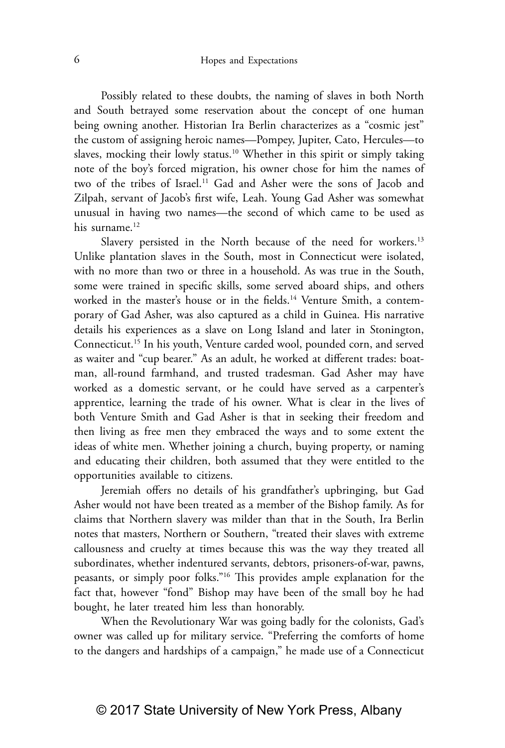Possibly related to these doubts, the naming of slaves in both North and South betrayed some reservation about the concept of one human being owning another. Historian Ira Berlin characterizes as a "cosmic jest" the custom of assigning heroic names—Pompey, Jupiter, Cato, Hercules—to slaves, mocking their lowly status.[10] Whether in this spirit or simply taking note of the boy's forced migration, his owner chose for him the names of two of the tribes of Israel.[11] Gad and Asher were the sons of Jacob and Zilpah, servant of Jacob's first wife, Leah. Young Gad Asher was somewhat unusual in having two names—the second of which came to be used as his surname.[12]

Slavery persisted in the North because of the need for workers.[13] Unlike plantation slaves in the South, most in Connecticut were isolated, with no more than two or three in a household. As was true in the South, some were trained in specific skills, some served aboard ships, and others worked in the master's house or in the fields.[14] Venture Smith, a contemporary of Gad Asher, was also captured as a child in Guinea. His narrative details his experiences as a slave on Long Island and later in Stonington, Connecticut.[15] In his youth, Venture carded wool, pounded corn, and served as waiter and "cup bearer." As an adult, he worked at different trades: boatman, all-round farmhand, and trusted tradesman. Gad Asher may have worked as a domestic servant, or he could have served as a carpenter's apprentice, learning the trade of his owner. What is clear in the lives of both Venture Smith and Gad Asher is that in seeking their freedom and then living as free men they embraced the ways and to some extent the ideas of white men. Whether joining a church, buying property, or naming and educating their children, both assumed that they were entitled to the opportunities available to citizens.

Jeremiah offers no details of his grandfather's upbringing, but Gad Asher would not have been treated as a member of the Bishop family. As for claims that Northern slavery was milder than that in the South, Ira Berlin notes that masters, Northern or Southern, "treated their slaves with extreme callousness and cruelty at times because this was the way they treated all subordinates, whether indentured servants, debtors, prisoners-of-war, pawns, peasants, or simply poor folks."[16] This provides ample explanation for the fact that, however "fond" Bishop may have been of the small boy he had bought, he later treated him less than honorably.

When the Revolutionary War was going badly for the colonists, Gad's owner was called up for military service. "Preferring the comforts of home to the dangers and hardships of a campaign," he made use of a Connecticut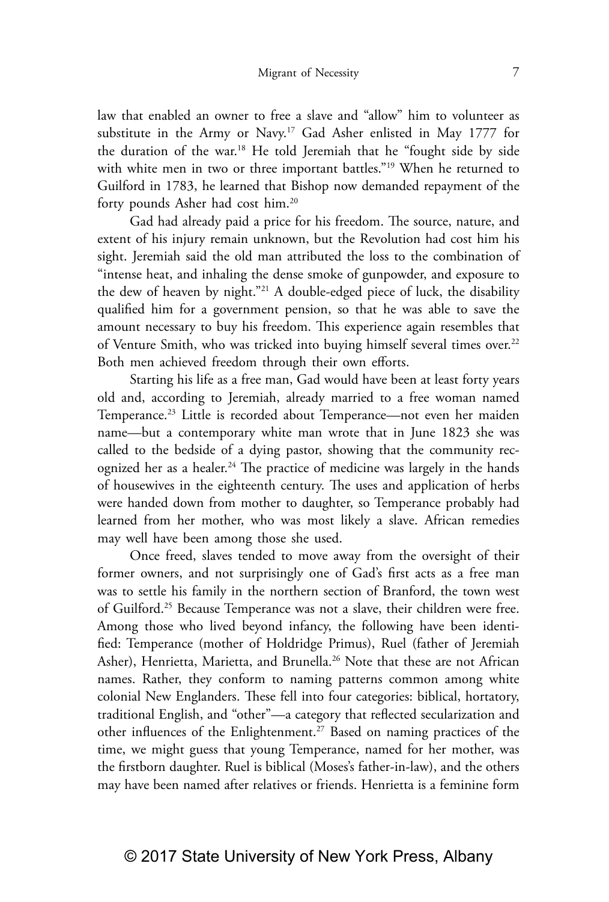law that enabled an owner to free a slave and "allow" him to volunteer as substitute in the Army or Navy.[17] Gad Asher enlisted in May 1777 for the duration of the war.[18] He told Jeremiah that he "fought side by side with white men in two or three important battles."[19] When he returned to Guilford in 1783, he learned that Bishop now demanded repayment of the forty pounds Asher had cost him.[20]

Gad had already paid a price for his freedom. The source, nature, and extent of his injury remain unknown, but the Revolution had cost him his sight. Jeremiah said the old man attributed the loss to the combination of "intense heat, and inhaling the dense smoke of gunpowder, and exposure to the dew of heaven by night."[21] A double-edged piece of luck, the disability qualified him for a government pension, so that he was able to save the amount necessary to buy his freedom. This experience again resembles that of Venture Smith, who was tricked into buying himself several times over.[22] Both men achieved freedom through their own efforts.

Starting his life as a free man, Gad would have been at least forty years old and, according to Jeremiah, already married to a free woman named Temperance.[23] Little is recorded about Temperance—not even her maiden name—but a contemporary white man wrote that in June 1823 she was called to the bedside of a dying pastor, showing that the community recognized her as a healer.[24] The practice of medicine was largely in the hands of housewives in the eighteenth century. The uses and application of herbs were handed down from mother to daughter, so Temperance probably had learned from her mother, who was most likely a slave. African remedies may well have been among those she used.

Once freed, slaves tended to move away from the oversight of their former owners, and not surprisingly one of Gad's first acts as a free man was to settle his family in the northern section of Branford, the town west of Guilford.[25] Because Temperance was not a slave, their children were free. Among those who lived beyond infancy, the following have been identified: Temperance (mother of Holdridge Primus), Ruel (father of Jeremiah Asher), Henrietta, Marietta, and Brunella.[26] Note that these are not African names. Rather, they conform to naming patterns common among white colonial New Englanders. These fell into four categories: biblical, hortatory, traditional English, and "other"—a category that reflected secularization and other influences of the Enlightenment.[27] Based on naming practices of the time, we might guess that young Temperance, named for her mother, was the firstborn daughter. Ruel is biblical (Moses's father-in-law), and the others may have been named after relatives or friends. Henrietta is a feminine form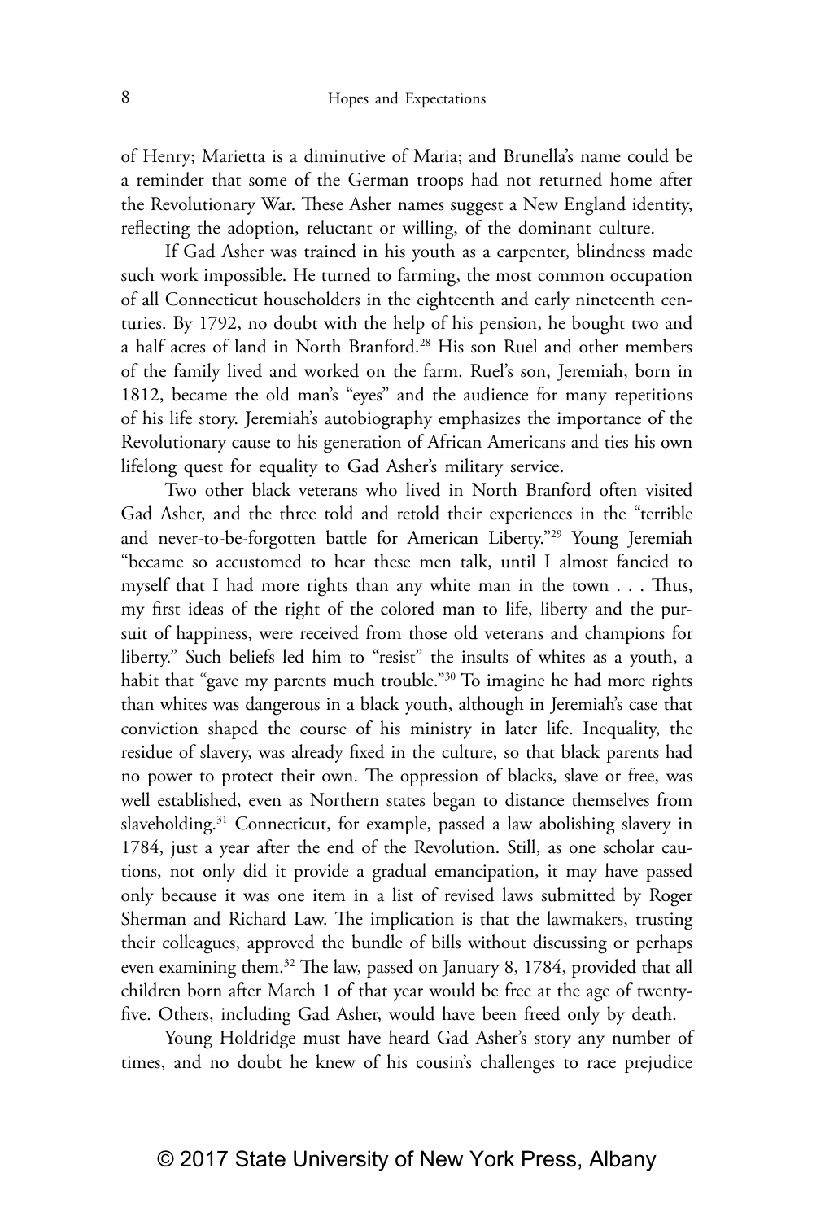of Henry; Marietta is a diminutive of Maria; and Brunella's name could be a reminder that some of the German troops had not returned home after the Revolutionary War. These Asher names suggest a New England identity, reflecting the adoption, reluctant or willing, of the dominant culture.

If Gad Asher was trained in his youth as a carpenter, blindness made such work impossible. He turned to farming, the most common occupation of all Connecticut householders in the eighteenth and early nineteenth centuries. By 1792, no doubt with the help of his pension, he bought two and a half acres of land in North Branford.[28] His son Ruel and other members of the family lived and worked on the farm. Ruel's son, Jeremiah, born in 1812, became the old man's "eyes" and the audience for many repetitions of his life story. Jeremiah's autobiography emphasizes the importance of the Revolutionary cause to his generation of African Americans and ties his own lifelong quest for equality to Gad Asher's military service.

Two other black veterans who lived in North Branford often visited Gad Asher, and the three told and retold their experiences in the "terrible and never-to-be-forgotten battle for American Liberty."[29] Young Jeremiah "became so accustomed to hear these men talk, until I almost fancied to myself that I had more rights than any white man in the town . . . Thus, my first ideas of the right of the colored man to life, liberty and the pursuit of happiness, were received from those old veterans and champions for liberty." Such beliefs led him to "resist" the insults of whites as a youth, a habit that "gave my parents much trouble."[30] To imagine he had more rights than whites was dangerous in a black youth, although in Jeremiah's case that conviction shaped the course of his ministry in later life. Inequality, the residue of slavery, was already fixed in the culture, so that black parents had no power to protect their own. The oppression of blacks, slave or free, was well established, even as Northern states began to distance themselves from slaveholding.[31] Connecticut, for example, passed a law abolishing slavery in 1784, just a year after the end of the Revolution. Still, as one scholar cautions, not only did it provide a gradual emancipation, it may have passed only because it was one item in a list of revised laws submitted by Roger Sherman and Richard Law. The implication is that the lawmakers, trusting their colleagues, approved the bundle of bills without discussing or perhaps even examining them.[32] The law, passed on January 8, 1784, provided that all children born after March 1 of that year would be free at the age of twenty-five. Others, including Gad Asher, would have been freed only by death.

Young Holdridge must have heard Gad Asher's story any number of times, and no doubt he knew of his cousin's challenges to race prejudice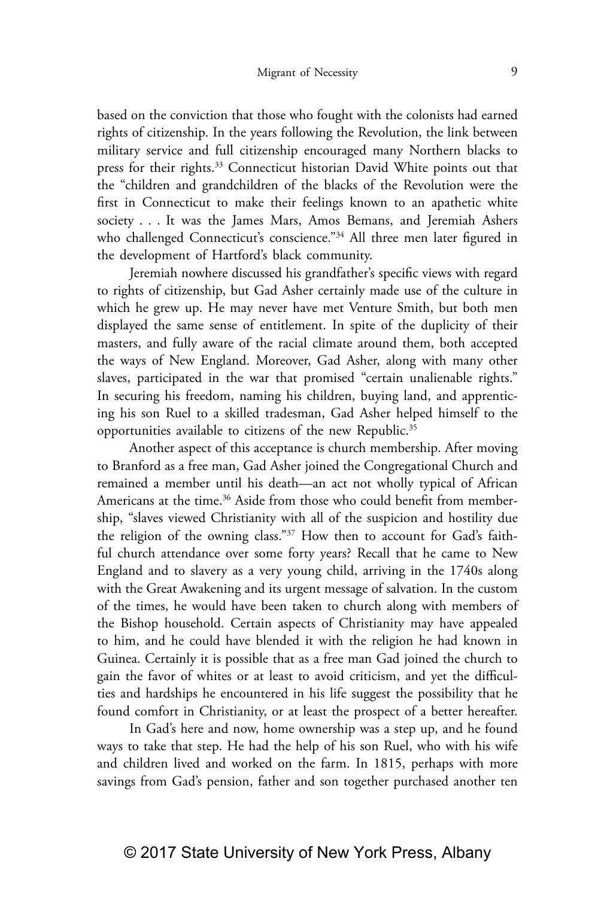based on the conviction that those who fought with the colonists had earned rights of citizenship. In the years following the Revolution, the link between military service and full citizenship encouraged many Northern blacks to press for their rights.[33] Connecticut historian David White points out that the "children and grandchildren of the blacks of the Revolution were the first in Connecticut to make their feelings known to an apathetic white society . . . It was the James Mars, Amos Bemans, and Jeremiah Ashers who challenged Connecticut's conscience."[34] All three men later figured in the development of Hartford's black community.

Jeremiah nowhere discussed his grandfather's specific views with regard to rights of citizenship, but Gad Asher certainly made use of the culture in which he grew up. He may never have met Venture Smith, but both men displayed the same sense of entitlement. In spite of the duplicity of their masters, and fully aware of the racial climate around them, both accepted the ways of New England. Moreover, Gad Asher, along with many other slaves, participated in the war that promised "certain unalienable rights." In securing his freedom, naming his children, buying land, and apprenticing his son Ruel to a skilled tradesman, Gad Asher helped himself to the opportunities available to citizens of the new Republic.[35]

Another aspect of this acceptance is church membership. After moving to Branford as a free man, Gad Asher joined the Congregational Church and remained a member until his death—an act not wholly typical of African Americans at the time.[36] Aside from those who could benefit from membership, "slaves viewed Christianity with all of the suspicion and hostility due the religion of the owning class."[37] How then to account for Gad's faithful church attendance over some forty years? Recall that he came to New England and to slavery as a very young child, arriving in the 1740s along with the Great Awakening and its urgent message of salvation. In the custom of the times, he would have been taken to church along with members of the Bishop household. Certain aspects of Christianity may have appealed to him, and he could have blended it with the religion he had known in Guinea. Certainly it is possible that as a free man Gad joined the church to gain the favor of whites or at least to avoid criticism, and yet the difficulties and hardships he encountered in his life suggest the possibility that he found comfort in Christianity, or at least the prospect of a better hereafter.

In Gad's here and now, home ownership was a step up, and he found ways to take that step. He had the help of his son Ruel, who with his wife and children lived and worked on the farm. In 1815, perhaps with more savings from Gad's pension, father and son together purchased another ten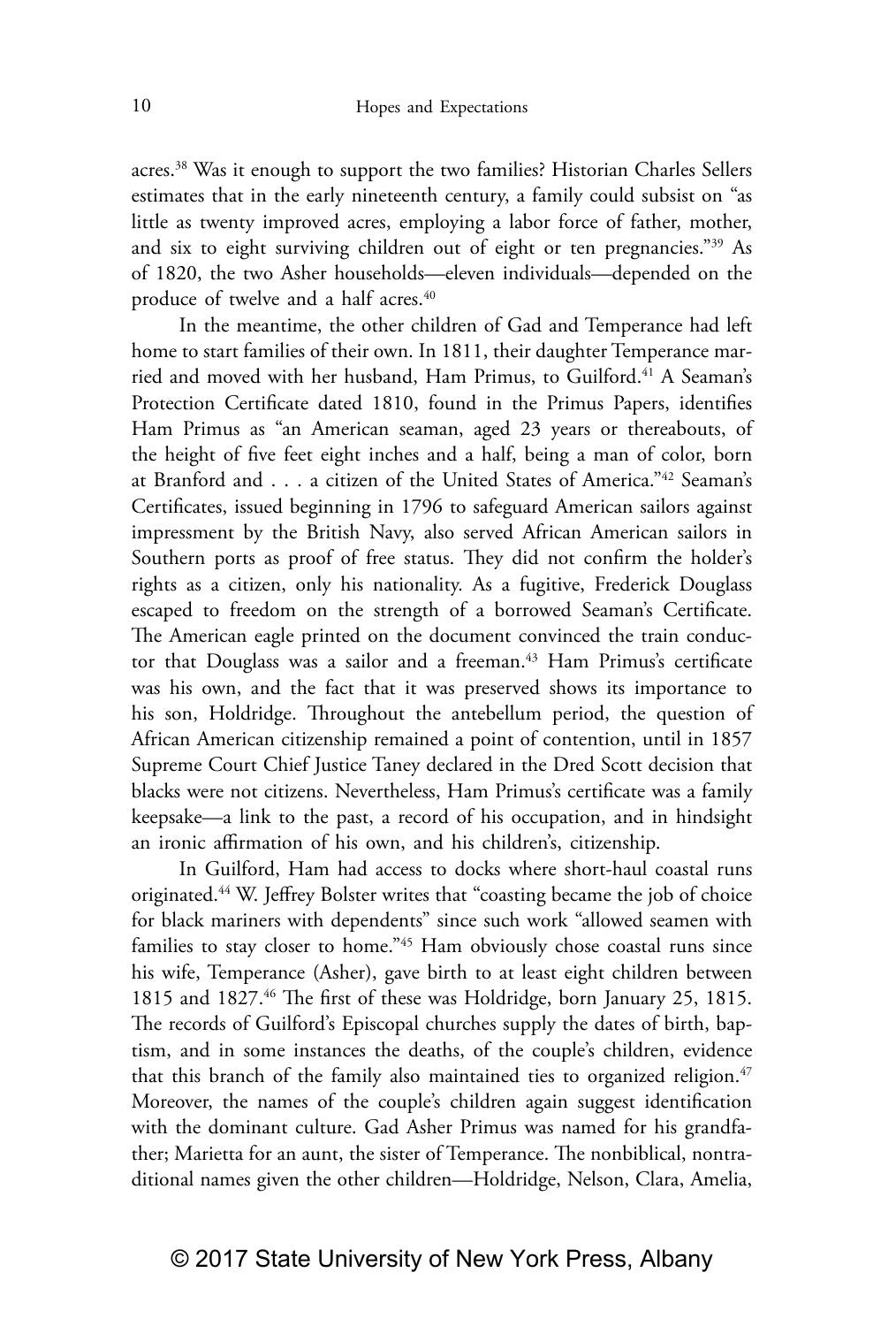acres.[38] Was it enough to support the two families? Historian Charles Sellers estimates that in the early nineteenth century, a family could subsist on "as little as twenty improved acres, employing a labor force of father, mother, and six to eight surviving children out of eight or ten pregnancies."[39] As of 1820, the two Asher households—eleven individuals—depended on the produce of twelve and a half acres.[40]

In the meantime, the other children of Gad and Temperance had left home to start families of their own. In 1811, their daughter Temperance married and moved with her husband, Ham Primus, to Guilford.[41] A Seaman's Protection Certificate dated 1810, found in the Primus Papers, identifies Ham Primus as "an American seaman, aged 23 years or thereabouts, of the height of five feet eight inches and a half, being a man of color, born at Branford and . . . a citizen of the United States of America."[42] Seaman's Certificates, issued beginning in 1796 to safeguard American sailors against impressment by the British Navy, also served African American sailors in Southern ports as proof of free status. They did not confirm the holder's rights as a citizen, only his nationality. As a fugitive, Frederick Douglass escaped to freedom on the strength of a borrowed Seaman's Certificate. The American eagle printed on the document convinced the train conductor that Douglass was a sailor and a freeman.[43] Ham Primus's certificate was his own, and the fact that it was preserved shows its importance to his son, Holdridge. Throughout the antebellum period, the question of African American citizenship remained a point of contention, until in 1857 Supreme Court Chief Justice Taney declared in the Dred Scott decision that blacks were not citizens. Nevertheless, Ham Primus's certificate was a family keepsake—a link to the past, a record of his occupation, and in hindsight an ironic affirmation of his own, and his children's, citizenship.

In Guilford, Ham had access to docks where short-haul coastal runs originated.[44] W. Jeffrey Bolster writes that "coasting became the job of choice for black mariners with dependents" since such work "allowed seamen with families to stay closer to home."[45] Ham obviously chose coastal runs since his wife, Temperance (Asher), gave birth to at least eight children between 1815 and 1827.[46] The first of these was Holdridge, born January 25, 1815. The records of Guilford's Episcopal churches supply the dates of birth, baptism, and in some instances the deaths, of the couple's children, evidence that this branch of the family also maintained ties to organized religion.[47] Moreover, the names of the couple's children again suggest identification with the dominant culture. Gad Asher Primus was named for his grandfather; Marietta for an aunt, the sister of Temperance. The nonbiblical, nontraditional names given the other children—Holdridge, Nelson, Clara, Amelia,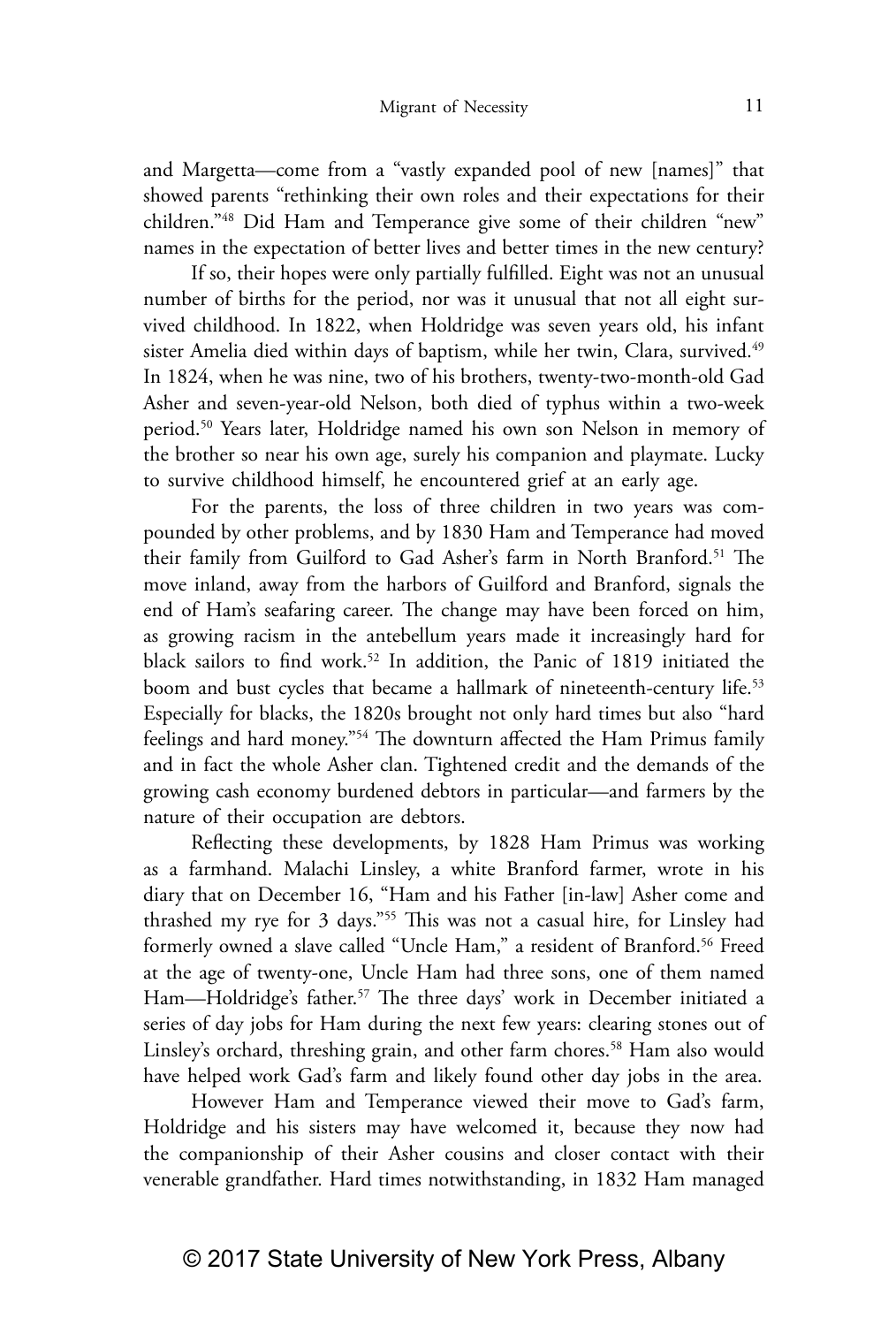and Margetta—come from a "vastly expanded pool of new [names]" that showed parents "rethinking their own roles and their expectations for their children."[48] Did Ham and Temperance give some of their children "new" names in the expectation of better lives and better times in the new century?

If so, their hopes were only partially fulfilled. Eight was not an unusual number of births for the period, nor was it unusual that not all eight survived childhood. In 1822, when Holdridge was seven years old, his infant sister Amelia died within days of baptism, while her twin, Clara, survived.[49] In 1824, when he was nine, two of his brothers, twenty-two-month-old Gad Asher and seven-year-old Nelson, both died of typhus within a two-week period.[50] Years later, Holdridge named his own son Nelson in memory of the brother so near his own age, surely his companion and playmate. Lucky to survive childhood himself, he encountered grief at an early age.

For the parents, the loss of three children in two years was compounded by other problems, and by 1830 Ham and Temperance had moved their family from Guilford to Gad Asher's farm in North Branford.[51] The move inland, away from the harbors of Guilford and Branford, signals the end of Ham's seafaring career. The change may have been forced on him, as growing racism in the antebellum years made it increasingly hard for black sailors to find work.[52] In addition, the Panic of 1819 initiated the boom and bust cycles that became a hallmark of nineteenth-century life.[53] Especially for blacks, the 1820s brought not only hard times but also "hard feelings and hard money."[54] The downturn affected the Ham Primus family and in fact the whole Asher clan. Tightened credit and the demands of the growing cash economy burdened debtors in particular—and farmers by the nature of their occupation are debtors.

Reflecting these developments, by 1828 Ham Primus was working as a farmhand. Malachi Linsley, a white Branford farmer, wrote in his diary that on December 16, "Ham and his Father [in-law] Asher come and thrashed my rye for 3 days."[55] This was not a casual hire, for Linsley had formerly owned a slave called "Uncle Ham," a resident of Branford.[56] Freed at the age of twenty-one, Uncle Ham had three sons, one of them named Ham—Holdridge's father.[57] The three days' work in December initiated a series of day jobs for Ham during the next few years: clearing stones out of Linsley's orchard, threshing grain, and other farm chores.[58] Ham also would have helped work Gad's farm and likely found other day jobs in the area.

However Ham and Temperance viewed their move to Gad's farm, Holdridge and his sisters may have welcomed it, because they now had the companionship of their Asher cousins and closer contact with their venerable grandfather. Hard times notwithstanding, in 1832 Ham managed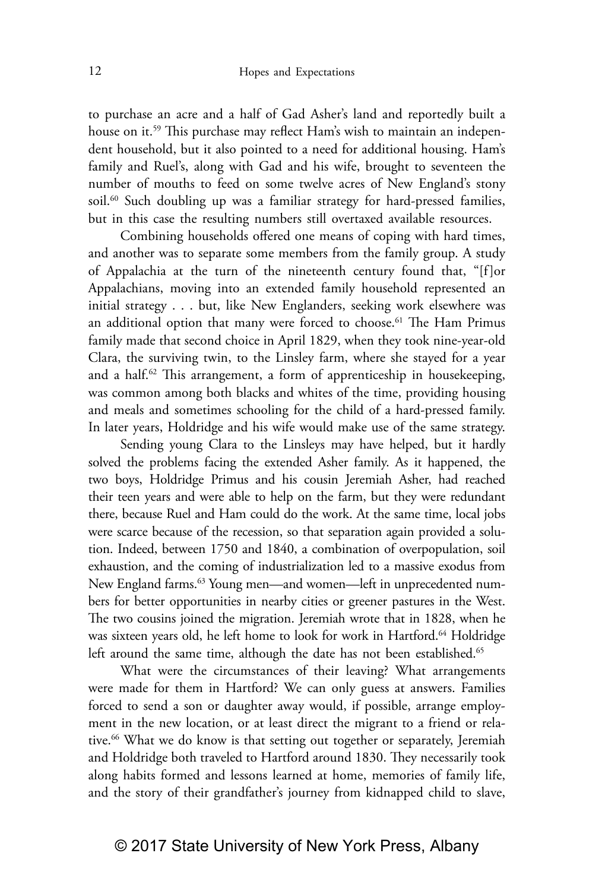to purchase an acre and a half of Gad Asher's land and reportedly built a house on it.[59] This purchase may reflect Ham's wish to maintain an independent household, but it also pointed to a need for additional housing. Ham's family and Ruel's, along with Gad and his wife, brought to seventeen the number of mouths to feed on some twelve acres of New England's stony soil.[60] Such doubling up was a familiar strategy for hard-pressed families, but in this case the resulting numbers still overtaxed available resources.

Combining households offered one means of coping with hard times, and another was to separate some members from the family group. A study of Appalachia at the turn of the nineteenth century found that, "[f]or Appalachians, moving into an extended family household represented an initial strategy . . . but, like New Englanders, seeking work elsewhere was an additional option that many were forced to choose.[61] The Ham Primus family made that second choice in April 1829, when they took nine-year-old Clara, the surviving twin, to the Linsley farm, where she stayed for a year and a half.[62] This arrangement, a form of apprenticeship in housekeeping, was common among both blacks and whites of the time, providing housing and meals and sometimes schooling for the child of a hard-pressed family. In later years, Holdridge and his wife would make use of the same strategy.

Sending young Clara to the Linsleys may have helped, but it hardly solved the problems facing the extended Asher family. As it happened, the two boys, Holdridge Primus and his cousin Jeremiah Asher, had reached their teen years and were able to help on the farm, but they were redundant there, because Ruel and Ham could do the work. At the same time, local jobs were scarce because of the recession, so that separation again provided a solution. Indeed, between 1750 and 1840, a combination of overpopulation, soil exhaustion, and the coming of industrialization led to a massive exodus from New England farms.[63] Young men—and women—left in unprecedented numbers for better opportunities in nearby cities or greener pastures in the West. The two cousins joined the migration. Jeremiah wrote that in 1828, when he was sixteen years old, he left home to look for work in Hartford.[64] Holdridge left around the same time, although the date has not been established.[65]

What were the circumstances of their leaving? What arrangements were made for them in Hartford? We can only guess at answers. Families forced to send a son or daughter away would, if possible, arrange employment in the new location, or at least direct the migrant to a friend or relative.[66] What we do know is that setting out together or separately, Jeremiah and Holdridge both traveled to Hartford around 1830. They necessarily took along habits formed and lessons learned at home, memories of family life, and the story of their grandfather's journey from kidnapped child to slave,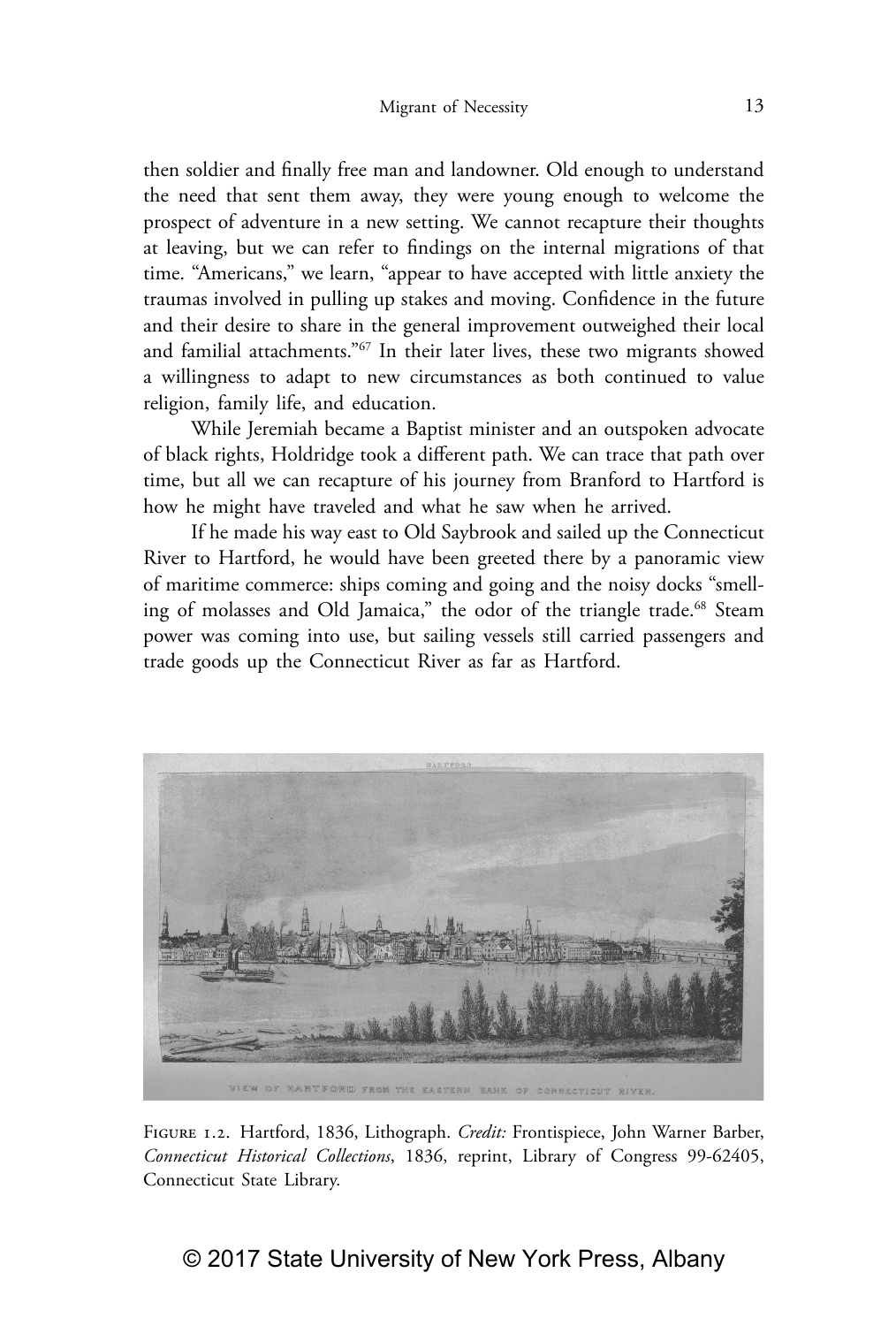then soldier and finally free man and landowner. Old enough to understand the need that sent them away, they were young enough to welcome the prospect of adventure in a new setting. We cannot recapture their thoughts at leaving, but we can refer to findings on the internal migrations of that time. "Americans," we learn, "appear to have accepted with little anxiety the traumas involved in pulling up stakes and moving. Confidence in the future and their desire to share in the general improvement outweighed their local and familial attachments."[67] In their later lives, these two migrants showed a willingness to adapt to new circumstances as both continued to value religion, family life, and education.

While Jeremiah became a Baptist minister and an outspoken advocate of black rights, Holdridge took a different path. We can trace that path over time, but all we can recapture of his journey from Branford to Hartford is how he might have traveled and what he saw when he arrived.

If he made his way east to Old Saybrook and sailed up the Connecticut River to Hartford, he would have been greeted there by a panoramic view of maritime commerce: ships coming and going and the noisy docks "smelling of molasses and Old Jamaica," the odor of the triangle trade.[68] Steam power was coming into use, but sailing vessels still carried passengers and trade goods up the Connecticut River as far as Hartford.

Figure 1.2. Hartford, 1836, Lithograph. *Credit:* Frontispiece, John Warner Barber, *Connecticut Historical Collections*, 1836, reprint, Library of Congress 99-62405, Connecticut State Library.

© 2017 State University of New York Press, Albany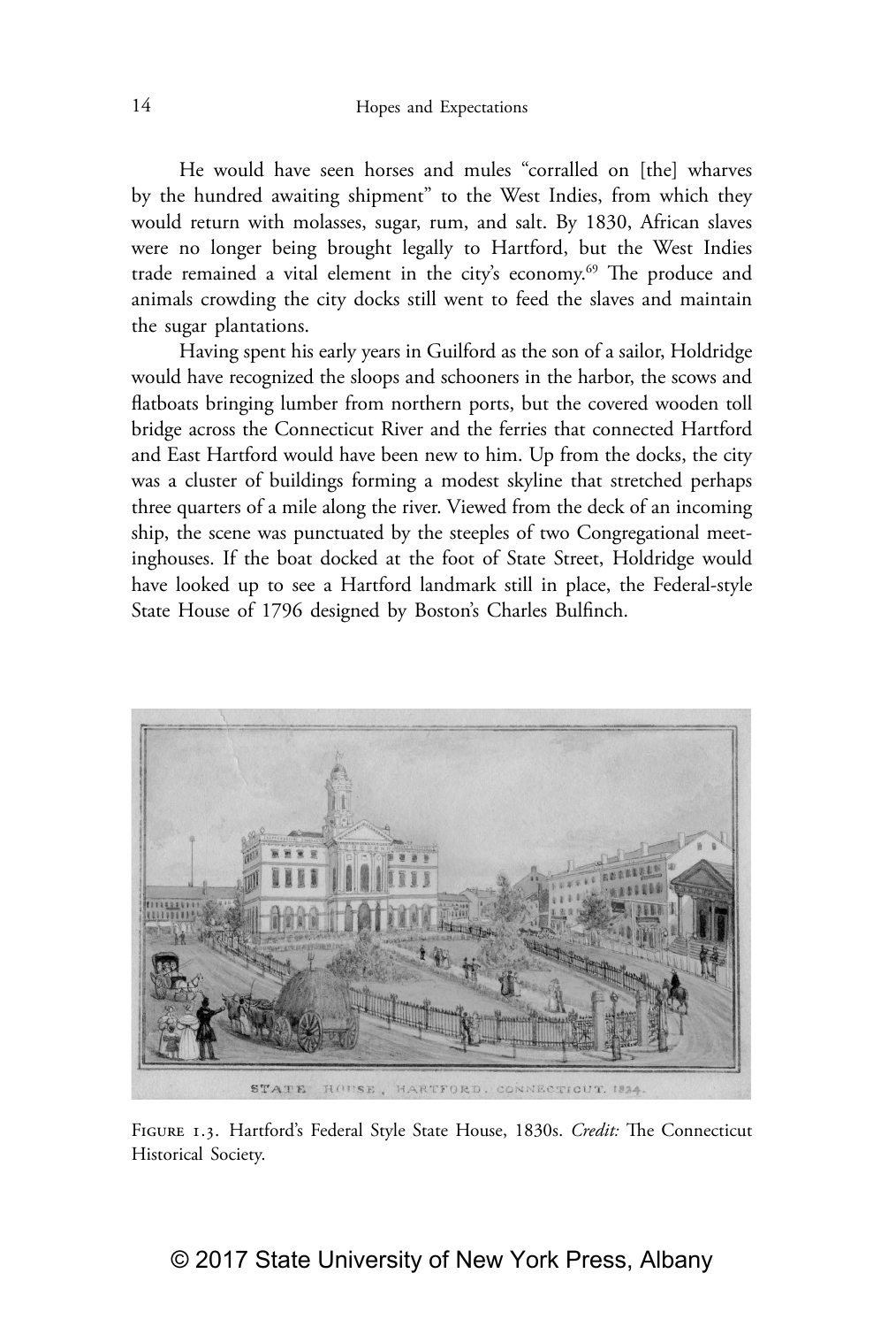He would have seen horses and mules "corralled on [the] wharves by the hundred awaiting shipment" to the West Indies, from which they would return with molasses, sugar, rum, and salt. By 1830, African slaves were no longer being brought legally to Hartford, but the West Indies trade remained a vital element in the city's economy.[69] The produce and animals crowding the city docks still went to feed the slaves and maintain the sugar plantations.

Having spent his early years in Guilford as the son of a sailor, Holdridge would have recognized the sloops and schooners in the harbor, the scows and flatboats bringing lumber from northern ports, but the covered wooden toll bridge across the Connecticut River and the ferries that connected Hartford and East Hartford would have been new to him. Up from the docks, the city was a cluster of buildings forming a modest skyline that stretched perhaps three quarters of a mile along the river. Viewed from the deck of an incoming ship, the scene was punctuated by the steeples of two Congregational meetinghouses. If the boat docked at the foot of State Street, Holdridge would have looked up to see a Hartford landmark still in place, the Federal-style State House of 1796 designed by Boston's Charles Bulfinch.

STATE HOUSE, HARTFORD, CONNECTICUT. 1834.

Figure 1.3. Hartford's Federal Style State House, 1830s. *Credit:* The Connecticut Historical Society.

© 2017 State University of New York Press, Albany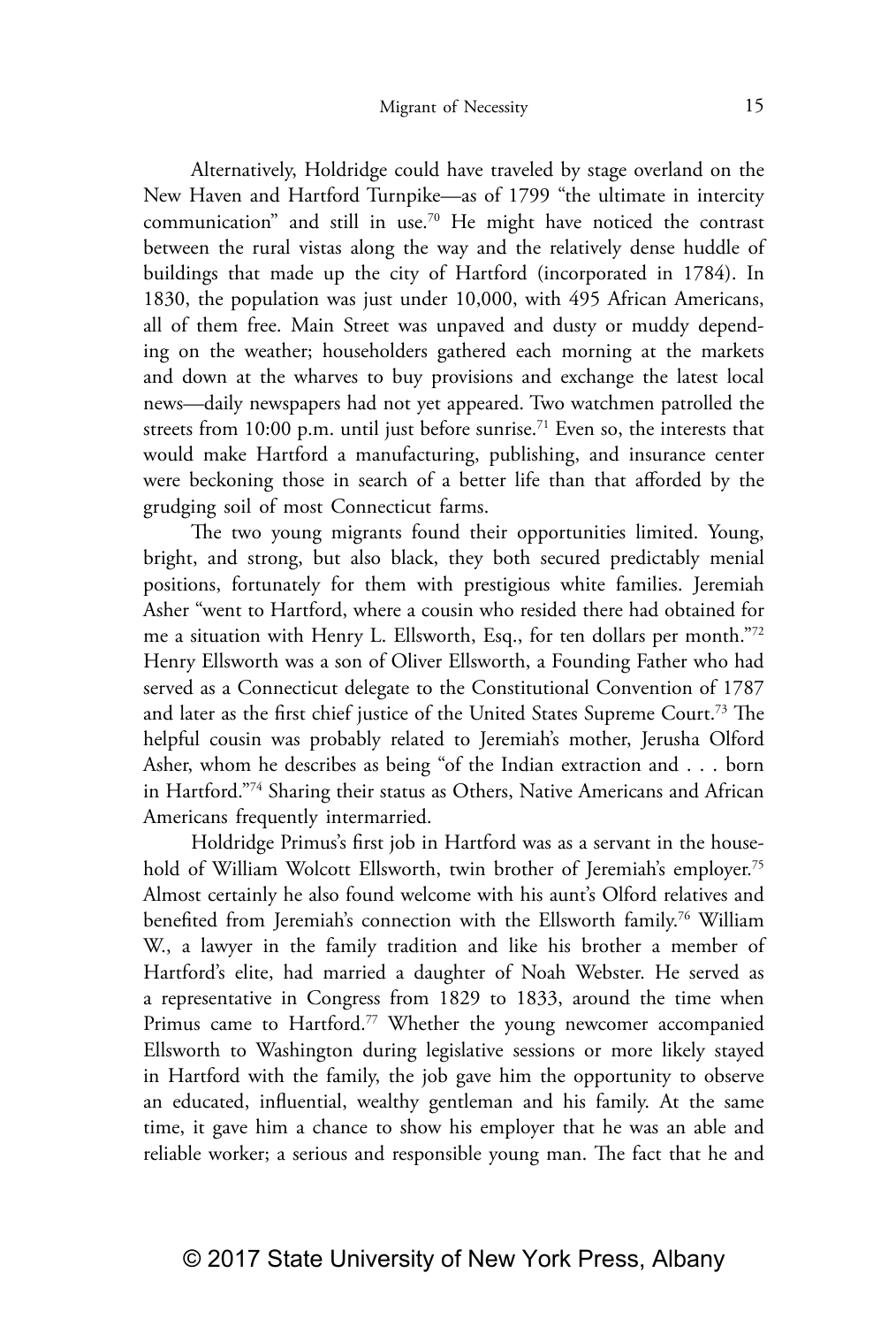Alternatively, Holdridge could have traveled by stage overland on the New Haven and Hartford Turnpike—as of 1799 "the ultimate in intercity communication" and still in use.[70] He might have noticed the contrast between the rural vistas along the way and the relatively dense huddle of buildings that made up the city of Hartford (incorporated in 1784). In 1830, the population was just under 10,000, with 495 African Americans, all of them free. Main Street was unpaved and dusty or muddy depending on the weather; householders gathered each morning at the markets and down at the wharves to buy provisions and exchange the latest local news—daily newspapers had not yet appeared. Two watchmen patrolled the streets from 10:00 p.m. until just before sunrise.[71] Even so, the interests that would make Hartford a manufacturing, publishing, and insurance center were beckoning those in search of a better life than that afforded by the grudging soil of most Connecticut farms.

The two young migrants found their opportunities limited. Young, bright, and strong, but also black, they both secured predictably menial positions, fortunately for them with prestigious white families. Jeremiah Asher "went to Hartford, where a cousin who resided there had obtained for me a situation with Henry L. Ellsworth, Esq., for ten dollars per month."[72] Henry Ellsworth was a son of Oliver Ellsworth, a Founding Father who had served as a Connecticut delegate to the Constitutional Convention of 1787 and later as the first chief justice of the United States Supreme Court.[73] The helpful cousin was probably related to Jeremiah's mother, Jerusha Olford Asher, whom he describes as being "of the Indian extraction and . . . born in Hartford."[74] Sharing their status as Others, Native Americans and African Americans frequently intermarried.

Holdridge Primus's first job in Hartford was as a servant in the household of William Wolcott Ellsworth, twin brother of Jeremiah's employer.[75] Almost certainly he also found welcome with his aunt's Olford relatives and benefited from Jeremiah's connection with the Ellsworth family.[76] William W., a lawyer in the family tradition and like his brother a member of Hartford's elite, had married a daughter of Noah Webster. He served as a representative in Congress from 1829 to 1833, around the time when Primus came to Hartford.[77] Whether the young newcomer accompanied Ellsworth to Washington during legislative sessions or more likely stayed in Hartford with the family, the job gave him the opportunity to observe an educated, influential, wealthy gentleman and his family. At the same time, it gave him a chance to show his employer that he was an able and reliable worker; a serious and responsible young man. The fact that he and

© 2017 State University of New York Press, Albany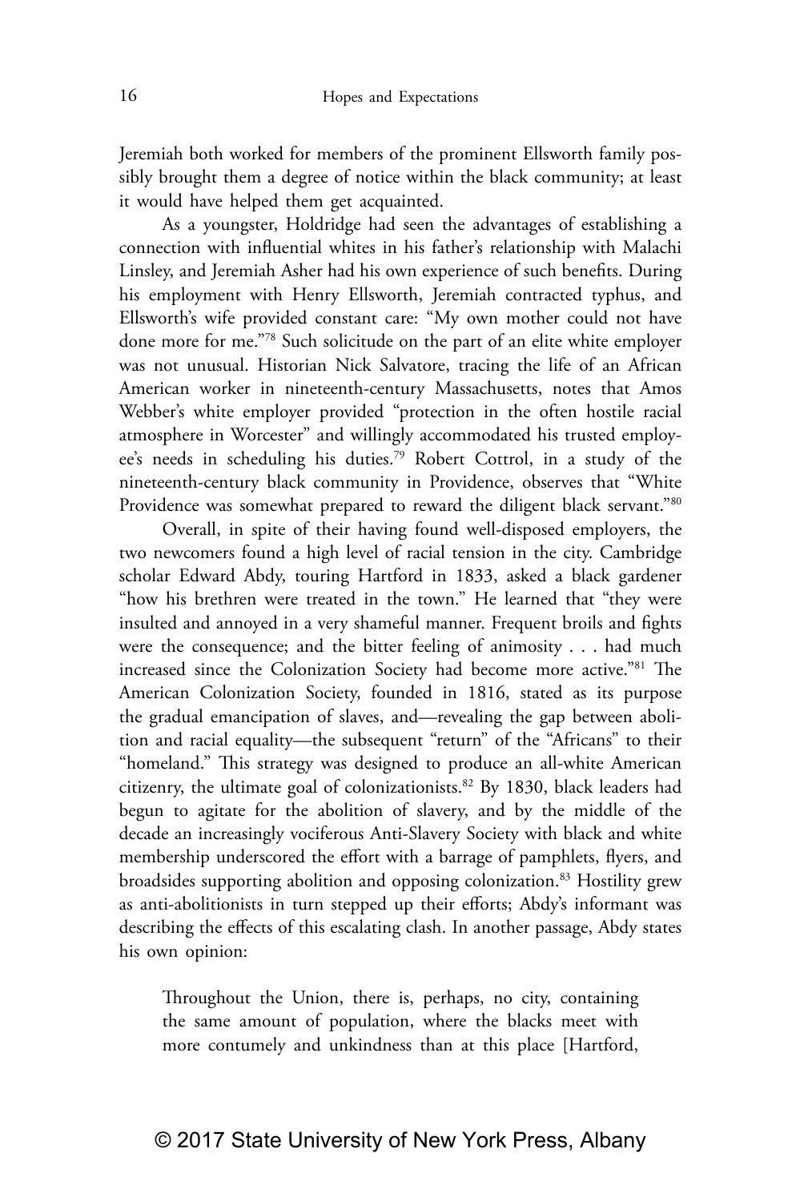Jeremiah both worked for members of the prominent Ellsworth family possibly brought them a degree of notice within the black community; at least it would have helped them get acquainted.

As a youngster, Holdridge had seen the advantages of establishing a connection with influential whites in his father's relationship with Malachi Linsley, and Jeremiah Asher had his own experience of such benefits. During his employment with Henry Ellsworth, Jeremiah contracted typhus, and Ellsworth's wife provided constant care: "My own mother could not have done more for me."[78] Such solicitude on the part of an elite white employer was not unusual. Historian Nick Salvatore, tracing the life of an African American worker in nineteenth-century Massachusetts, notes that Amos Webber's white employer provided "protection in the often hostile racial atmosphere in Worcester" and willingly accommodated his trusted employee's needs in scheduling his duties.[79] Robert Cottrol, in a study of the nineteenth-century black community in Providence, observes that "White Providence was somewhat prepared to reward the diligent black servant."[80]

Overall, in spite of their having found well-disposed employers, the two newcomers found a high level of racial tension in the city. Cambridge scholar Edward Abdy, touring Hartford in 1833, asked a black gardener "how his brethren were treated in the town." He learned that "they were insulted and annoyed in a very shameful manner. Frequent broils and fights were the consequence; and the bitter feeling of animosity . . . had much increased since the Colonization Society had become more active."[81] The American Colonization Society, founded in 1816, stated as its purpose the gradual emancipation of slaves, and—revealing the gap between abolition and racial equality—the subsequent "return" of the "Africans" to their "homeland." This strategy was designed to produce an all-white American citizenry, the ultimate goal of colonizationists.[82] By 1830, black leaders had begun to agitate for the abolition of slavery, and by the middle of the decade an increasingly vociferous Anti-Slavery Society with black and white membership underscored the effort with a barrage of pamphlets, flyers, and broadsides supporting abolition and opposing colonization.[83] Hostility grew as anti-abolitionists in turn stepped up their efforts; Abdy's informant was describing the effects of this escalating clash. In another passage, Abdy states his own opinion:

> Throughout the Union, there is, perhaps, no city, containing the same amount of population, where the blacks meet with more contumely and unkindness than at this place [Hartford,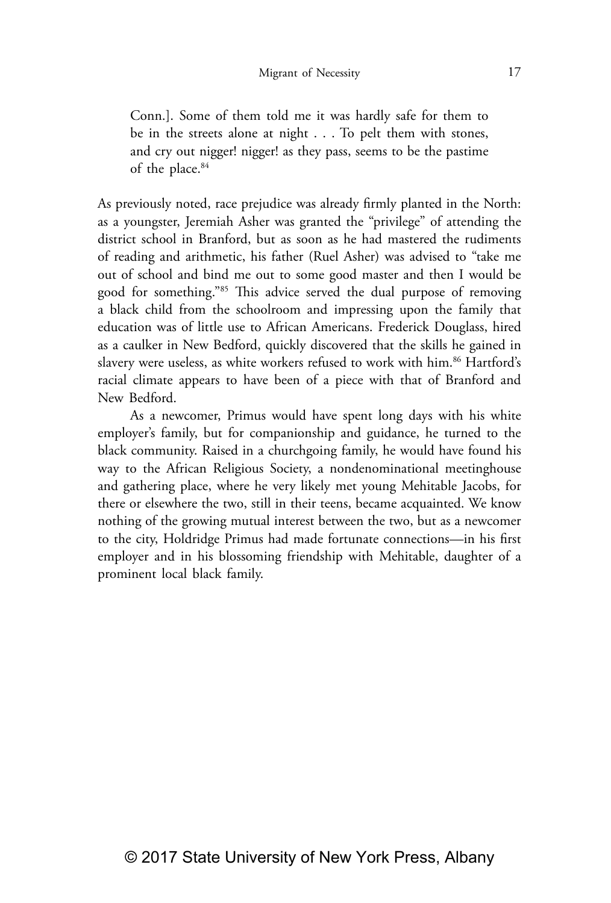> Conn.]. Some of them told me it was hardly safe for them to be in the streets alone at night . . . To pelt them with stones, and cry out nigger! nigger! as they pass, seems to be the pastime of the place.[84]

As previously noted, race prejudice was already firmly planted in the North: as a youngster, Jeremiah Asher was granted the "privilege" of attending the district school in Branford, but as soon as he had mastered the rudiments of reading and arithmetic, his father (Ruel Asher) was advised to "take me out of school and bind me out to some good master and then I would be good for something."[85] This advice served the dual purpose of removing a black child from the schoolroom and impressing upon the family that education was of little use to African Americans. Frederick Douglass, hired as a caulker in New Bedford, quickly discovered that the skills he gained in slavery were useless, as white workers refused to work with him.[86] Hartford's racial climate appears to have been of a piece with that of Branford and New Bedford.

As a newcomer, Primus would have spent long days with his white employer's family, but for companionship and guidance, he turned to the black community. Raised in a churchgoing family, he would have found his way to the African Religious Society, a nondenominational meetinghouse and gathering place, where he very likely met young Mehitable Jacobs, for there or elsewhere the two, still in their teens, became acquainted. We know nothing of the growing mutual interest between the two, but as a newcomer to the city, Holdridge Primus had made fortunate connections—in his first employer and in his blossoming friendship with Mehitable, daughter of a prominent local black family.

© 2017 State University of New York Press, Albany